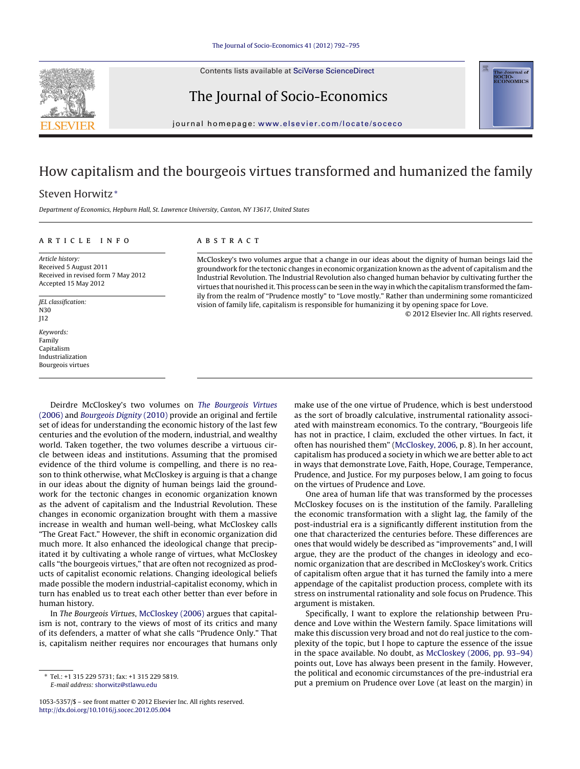# How capitalism and the bourgeois virtues transformed and humanized the family

Steven Horwitz*

*Department of Economics, Hepburn Hall, St. Lawrence University, Canton, NY 13617, United States*

## ARTICLE INFO

*Article history:*
Received 5 August 2011
Received in revised form 7 May 2012
Accepted 15 May 2012

*JEL classification:*
N30
J12

*Keywords:*
Family
Capitalism
Industrialization
Bourgeois virtues

## ABSTRACT

McCloskey's two volumes argue that a change in our ideas about the dignity of human beings laid the groundwork for the tectonic changes in economic organization known as the advent of capitalism and the Industrial Revolution. The Industrial Revolution also changed human behavior by cultivating further the virtues that nourished it. This process can be seen in the way in which the capitalism transformed the family from the realm of "Prudence mostly" to "Love mostly." Rather than undermining some romanticized vision of family life, capitalism is responsible for humanizing it by opening space for Love.

© 2012 Elsevier Inc. All rights reserved.

Deirdre McCloskey's two volumes on *The Bourgeois Virtues* (2006) and *Bourgeois Dignity* (2010) provide an original and fertile set of ideas for understanding the economic history of the last few centuries and the evolution of the modern, industrial, and wealthy world. Taken together, the two volumes describe a virtuous circle between ideas and institutions. Assuming that the promised evidence of the third volume is compelling, and there is no reason to think otherwise, what McCloskey is arguing is that a change in our ideas about the dignity of human beings laid the groundwork for the tectonic changes in economic organization known as the advent of capitalism and the Industrial Revolution. These changes in economic organization brought with them a massive increase in wealth and human well-being, what McCloskey calls "The Great Fact." However, the shift in economic organization did much more. It also enhanced the ideological change that precipitated it by cultivating a whole range of virtues, what McCloskey calls "the bourgeois virtues," that are often not recognized as products of capitalist economic relations. Changing ideological beliefs made possible the modern industrial-capitalist economy, which in turn has enabled us to treat each other better than ever before in human history.

In *The Bourgeois Virtues*, McCloskey (2006) argues that capitalism is not, contrary to the views of most of its critics and many of its defenders, a matter of what she calls "Prudence Only." That is, capitalism neither requires nor encourages that humans only make use of the one virtue of Prudence, which is best understood as the sort of broadly calculative, instrumental rationality associated with mainstream economics. To the contrary, "Bourgeois life has not in practice, I claim, excluded the other virtues. In fact, it often has nourished them" (McCloskey, 2006, p. 8). In her account, capitalism has produced a society in which we are better able to act in ways that demonstrate Love, Faith, Hope, Courage, Temperance, Prudence, and Justice. For my purposes below, I am going to focus on the virtues of Prudence and Love.

One area of human life that was transformed by the processes McCloskey focuses on is the institution of the family. Paralleling the economic transformation with a slight lag, the family of the post-industrial era is a significantly different institution from the one that characterized the centuries before. These differences are ones that would widely be described as "improvements" and, I will argue, they are the product of the changes in ideology and economic organization that are described in McCloskey's work. Critics of capitalism often argue that it has turned the family into a mere appendage of the capitalist production process, complete with its stress on instrumental rationality and sole focus on Prudence. This argument is mistaken.

Specifically, I want to explore the relationship between Prudence and Love within the Western family. Space limitations will make this discussion very broad and not do real justice to the complexity of the topic, but I hope to capture the essence of the issue in the space available. No doubt, as McCloskey (2006, pp. 93–94) points out, Love has always been present in the family. However, the political and economic circumstances of the pre-industrial era put a premium on Prudence over Love (at least on the margin) in

* Tel.: +1 315 229 5731; fax: +1 315 229 5819.
*E-mail address:* shorwitz@stlawu.edu

1053-5357/$ – see front matter © 2012 Elsevier Inc. All rights reserved.
http://dx.doi.org/10.1016/j.socec.2012.05.004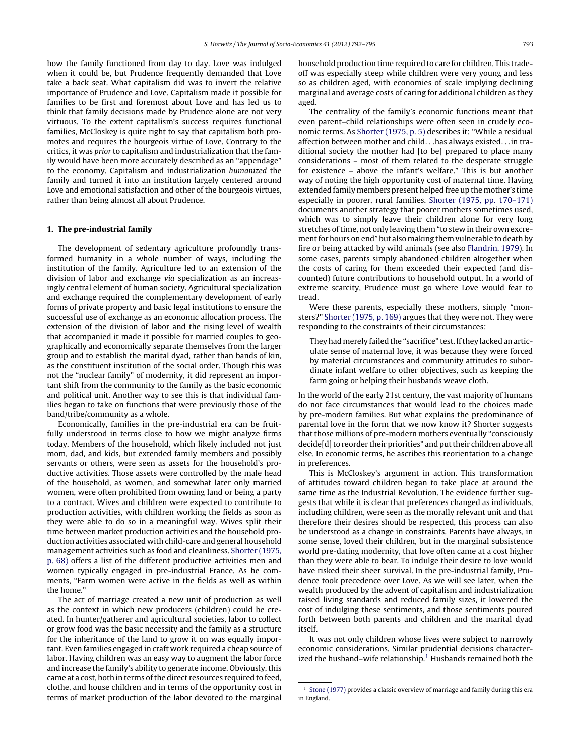how the family functioned from day to day. Love was indulged when it could be, but Prudence frequently demanded that Love take a back seat. What capitalism did was to invert the relative importance of Prudence and Love. Capitalism made it possible for families to be first and foremost about Love and has led us to think that family decisions made by Prudence alone are not very virtuous. To the extent capitalism's success requires functional families, McCloskey is quite right to say that capitalism both promotes and requires the bourgeois virtue of Love. Contrary to the critics, it was *prior* to capitalism and industrialization that the family would have been more accurately described as an "appendage" to the economy. Capitalism and industrialization *humanized* the family and turned it into an institution largely centered around Love and emotional satisfaction and other of the bourgeois virtues, rather than being almost all about Prudence.

## 1. The pre-industrial family

The development of sedentary agriculture profoundly transformed humanity in a whole number of ways, including the institution of the family. Agriculture led to an extension of the division of labor and exchange *via* specialization as an increasingly central element of human society. Agricultural specialization and exchange required the complementary development of early forms of private property and basic legal institutions to ensure the successful use of exchange as an economic allocation process. The extension of the division of labor and the rising level of wealth that accompanied it made it possible for married couples to geographically and economically separate themselves from the larger group and to establish the marital dyad, rather than bands of kin, as the constituent institution of the social order. Though this was not the "nuclear family" of modernity, it did represent an important shift from the community to the family as the basic economic and political unit. Another way to see this is that individual families began to take on functions that were previously those of the band/tribe/community as a whole.

Economically, families in the pre-industrial era can be fruitfully understood in terms close to how we might analyze firms today. Members of the household, which likely included not just mom, dad, and kids, but extended family members and possibly servants or others, were seen as assets for the household's productive activities. Those assets were controlled by the male head of the household, as women, and somewhat later only married women, were often prohibited from owning land or being a party to a contract. Wives and children were expected to contribute to production activities, with children working the fields as soon as they were able to do so in a meaningful way. Wives split their time between market production activities and the household production activities associated with child-care and general household management activities such as food and cleanliness. Shorter (1975, p. 68) offers a list of the different productive activities men and women typically engaged in pre-industrial France. As he comments, "Farm women were active in the fields as well as within the home."

The act of marriage created a new unit of production as well as the context in which new producers (children) could be created. In hunter/gatherer and agricultural societies, labor to collect or grow food was the basic necessity and the family as a structure for the inheritance of the land to grow it on was equally important. Even families engaged in craft work required a cheap source of labor. Having children was an easy way to augment the labor force and increase the family's ability to generate income. Obviously, this came at a cost, both in terms of the direct resources required to feed, clothe, and house children and in terms of the opportunity cost in terms of market production of the labor devoted to the marginal household production time required to care for children. This trade-off was especially steep while children were very young and less so as children aged, with economies of scale implying declining marginal and average costs of caring for additional children as they aged.

The centrality of the family's economic functions meant that even parent–child relationships were often seen in crudely economic terms. As Shorter (1975, p. 5) describes it: "While a residual affection between mother and child. . .has always existed. . .in traditional society the mother had [to be] prepared to place many considerations – most of them related to the desperate struggle for existence – above the infant's welfare." This is but another way of noting the high opportunity cost of maternal time. Having extended family members present helped free up the mother's time especially in poorer, rural families. Shorter (1975, pp. 170–171) documents another strategy that poorer mothers sometimes used, which was to simply leave their children alone for very long stretches of time, not only leaving them "to stew in their own excrement for hours on end" but also making them vulnerable to death by fire or being attacked by wild animals (see also Flandrin, 1979). In some cases, parents simply abandoned children altogether when the costs of caring for them exceeded their expected (and discounted) future contributions to household output. In a world of extreme scarcity, Prudence must go where Love would fear to tread.

Were these parents, especially these mothers, simply "monsters?" Shorter (1975, p. 169) argues that they were not. They were responding to the constraints of their circumstances:

> They had merely failed the "sacrifice" test. If they lacked an articulate sense of maternal love, it was because they were forced by material circumstances and community attitudes to subordinate infant welfare to other objectives, such as keeping the farm going or helping their husbands weave cloth.

In the world of the early 21st century, the vast majority of humans do not face circumstances that would lead to the choices made by pre-modern families. But what explains the predominance of parental love in the form that we now know it? Shorter suggests that those millions of pre-modern mothers eventually "consciously decide[d] to reorder their priorities" and put their children above all else. In economic terms, he ascribes this reorientation to a change in preferences.

This is McCloskey's argument in action. This transformation of attitudes toward children began to take place at around the same time as the Industrial Revolution. The evidence further suggests that while it is clear that preferences changed as individuals, including children, were seen as the morally relevant unit and that therefore their desires should be respected, this process can also be understood as a change in constraints. Parents have always, in some sense, loved their children, but in the marginal subsistence world pre-dating modernity, that love often came at a cost higher than they were able to bear. To indulge their desire to love would have risked their sheer survival. In the pre-industrial family, Prudence took precedence over Love. As we will see later, when the wealth produced by the advent of capitalism and industrialization raised living standards and reduced family sizes, it lowered the cost of indulging these sentiments, and those sentiments poured forth between both parents and children and the marital dyad itself.

It was not only children whose lives were subject to narrowly economic considerations. Similar prudential decisions characterized the husband–wife relationship.[1] Husbands remained both the

[1] Stone (1977) provides a classic overview of marriage and family during this era in England.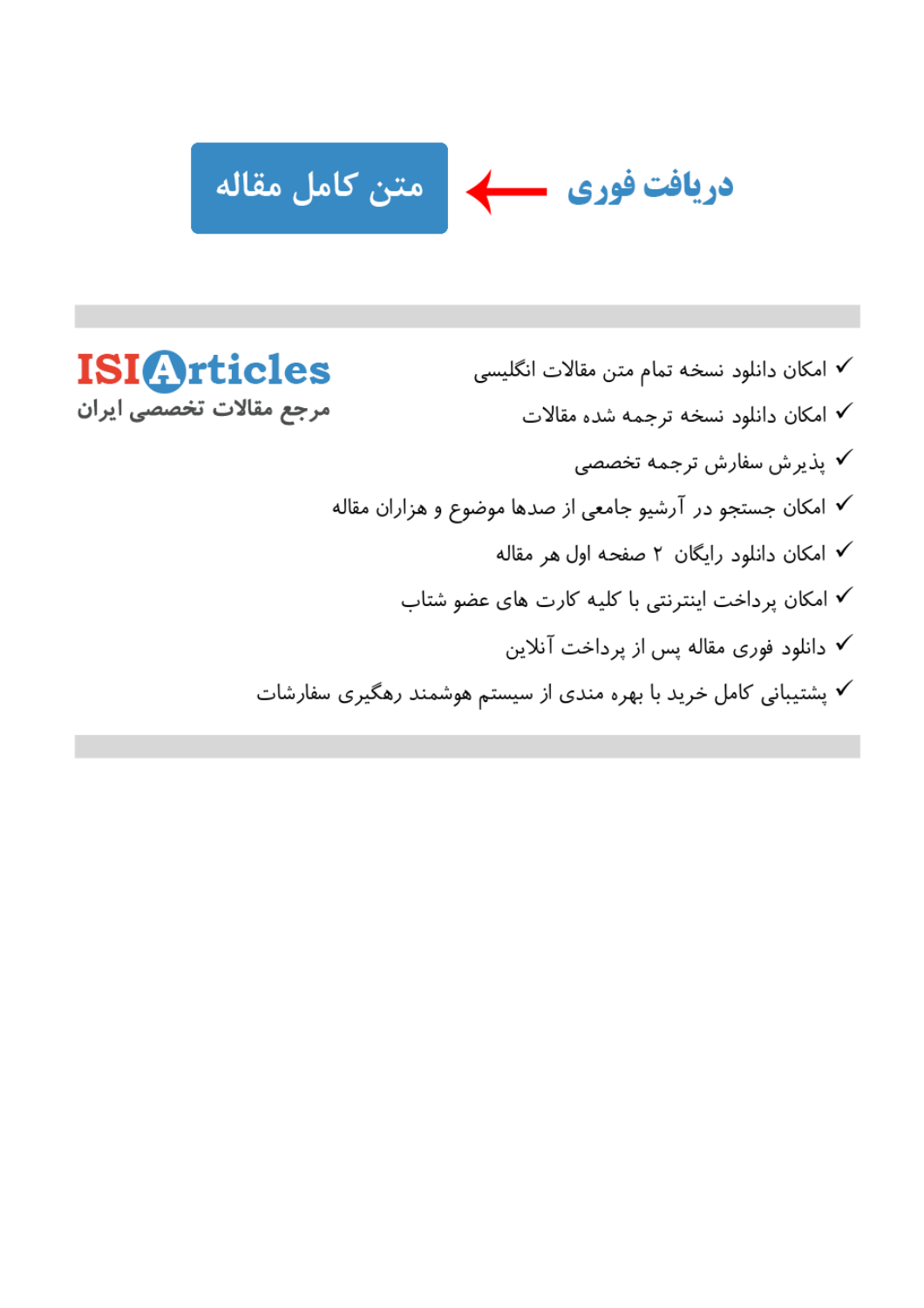دریافت فوری ← متن کامل مقاله

ISIArticles
مرجع مقالات تخصصی ایران

- ✓ امکان دانلود نسخه تمام متن مقالات انگلیسی
- ✓ امکان دانلود نسخه ترجمه شده مقالات
- ✓ پذیرش سفارش ترجمه تخصصی
- ✓ امکان جستجو در آرشیو جامعی از صدها موضوع و هزاران مقاله
- ✓ امکان دانلود رایگان ۲ صفحه اول هر مقاله
- ✓ امکان پرداخت اینترنتی با کلیه کارت های عضو شتاب
- ✓ دانلود فوری مقاله پس از پرداخت آنلاین
- ✓ پشتیبانی کامل خرید با بهره مندی از سیستم هوشمند رهگیری سفارشات